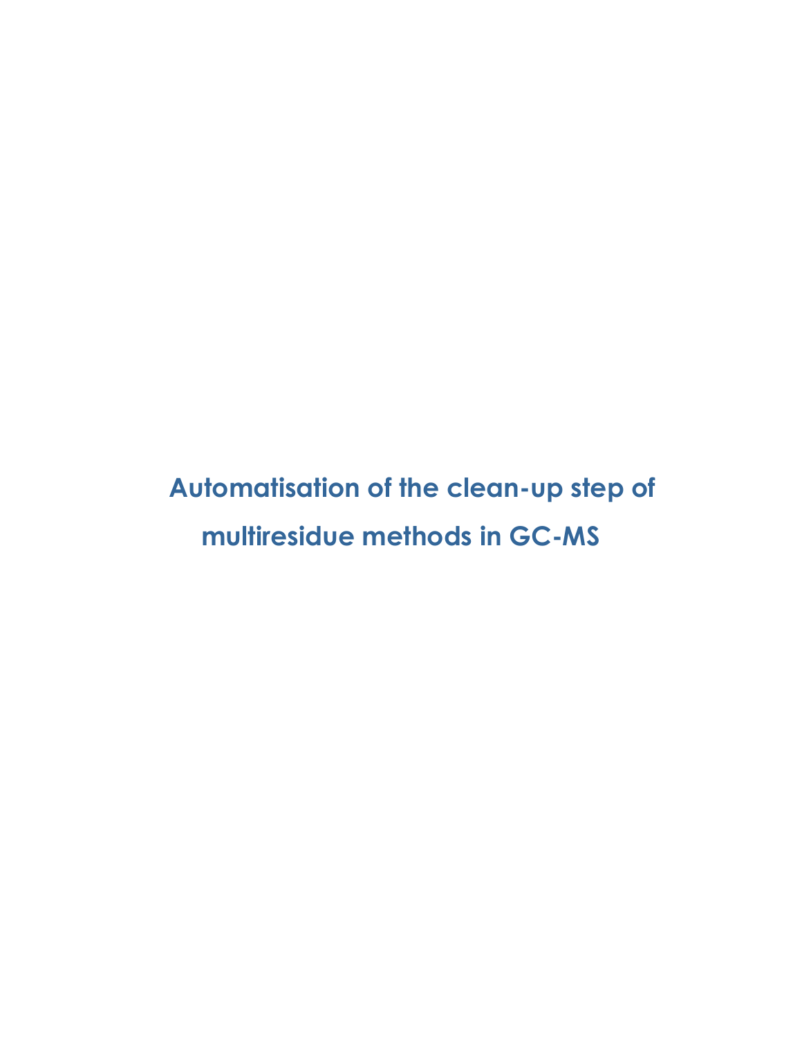# Automatisation of the clean-up step of multiresidue methods in GC-MS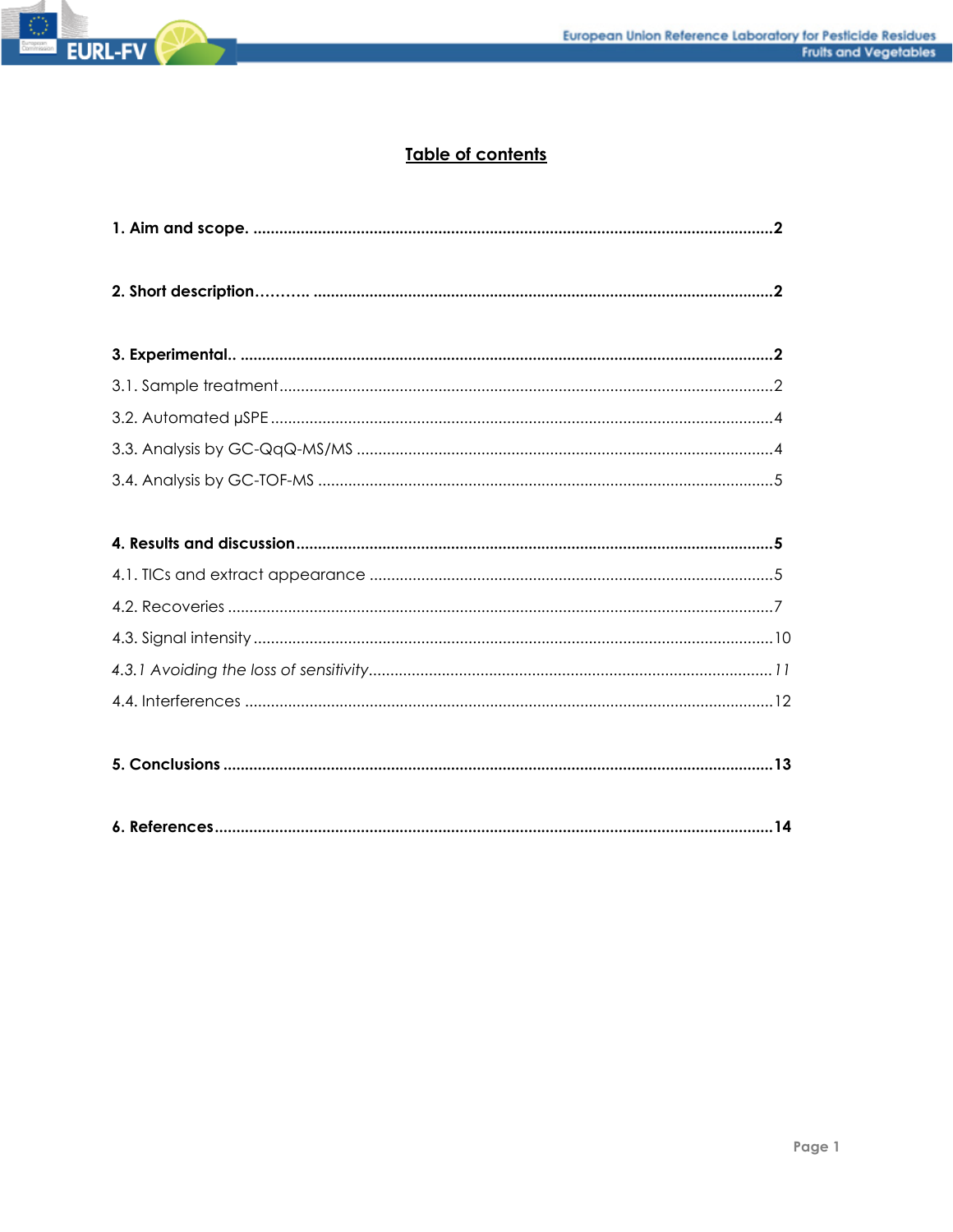## Table of contents

**1. Aim and scope. ....................................................................................................................2**

**2. Short description……….. .......................................................................................................2**

**3. Experimental.. .......................................................................................................................2**

3.1. Sample treatment...............................................................................................................2

3.2. Automated µSPE ..................................................................................................................4

3.3. Analysis by GC-QqQ-MS/MS ..............................................................................................4

3.4. Analysis by GC-TOF-MS .......................................................................................................5

**4. Results and discussion ..........................................................................................................5**

4.1. TICs and extract appearance ...........................................................................................5

4.2. Recoveries ............................................................................................................................7

4.3. Signal intensity .....................................................................................................................10

*4.3.1 Avoiding the loss of sensitivity..........................................................................................11*

4.4. Interferences .......................................................................................................................12

**5. Conclusions ..........................................................................................................................13**

**6. References ............................................................................................................................14**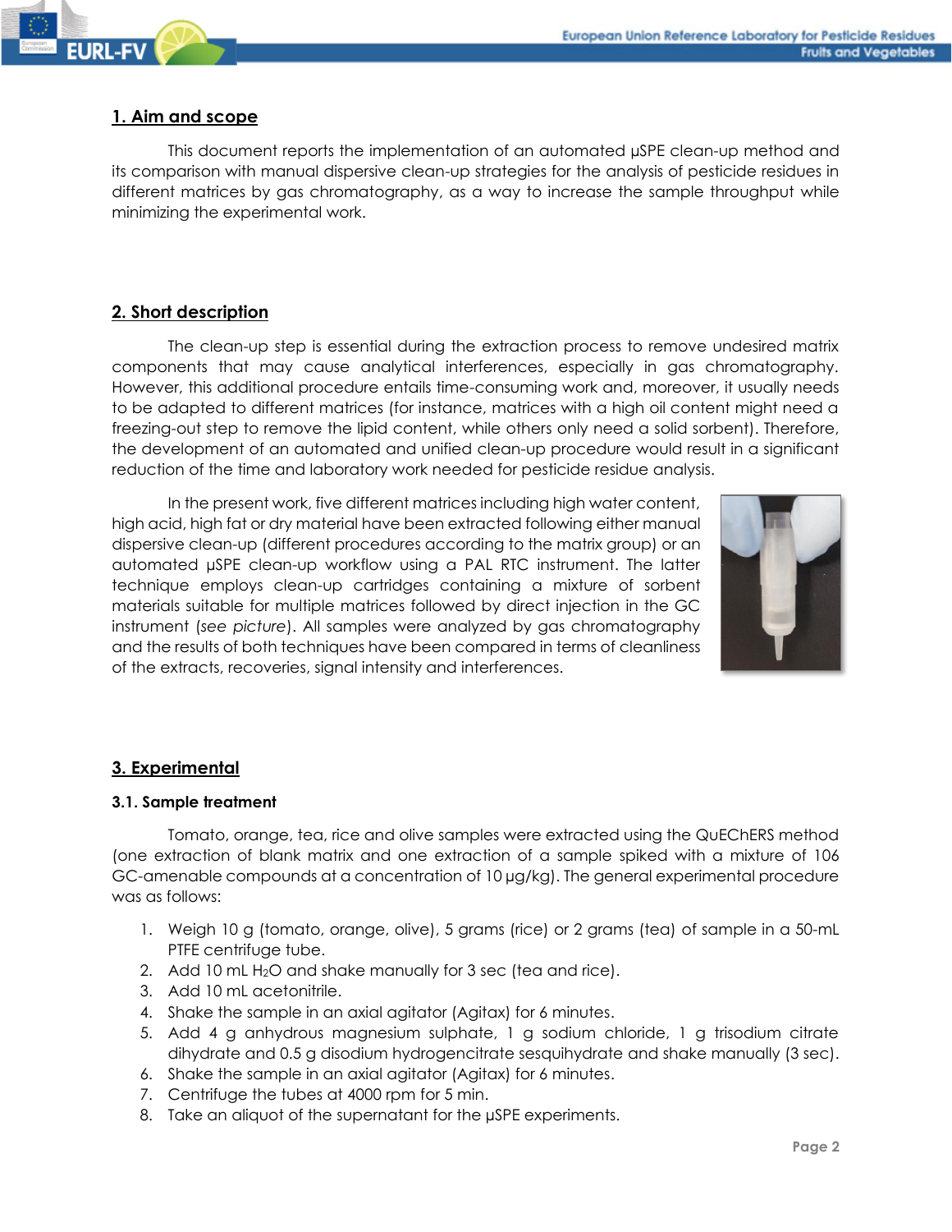## 1. Aim and scope

This document reports the implementation of an automated µSPE clean-up method and its comparison with manual dispersive clean-up strategies for the analysis of pesticide residues in different matrices by gas chromatography, as a way to increase the sample throughput while minimizing the experimental work.

## 2. Short description

The clean-up step is essential during the extraction process to remove undesired matrix components that may cause analytical interferences, especially in gas chromatography. However, this additional procedure entails time-consuming work and, moreover, it usually needs to be adapted to different matrices (for instance, matrices with a high oil content might need a freezing-out step to remove the lipid content, while others only need a solid sorbent). Therefore, the development of an automated and unified clean-up procedure would result in a significant reduction of the time and laboratory work needed for pesticide residue analysis.

In the present work, five different matrices including high water content, high acid, high fat or dry material have been extracted following either manual dispersive clean-up (different procedures according to the matrix group) or an automated µSPE clean-up workflow using a PAL RTC instrument. The latter technique employs clean-up cartridges containing a mixture of sorbent materials suitable for multiple matrices followed by direct injection in the GC instrument (*see picture*). All samples were analyzed by gas chromatography and the results of both techniques have been compared in terms of cleanliness of the extracts, recoveries, signal intensity and interferences.

## 3. Experimental

### 3.1. Sample treatment

Tomato, orange, tea, rice and olive samples were extracted using the QuEChERS method (one extraction of blank matrix and one extraction of a sample spiked with a mixture of 106 GC-amenable compounds at a concentration of 10 µg/kg). The general experimental procedure was as follows:

1. Weigh 10 g (tomato, orange, olive), 5 grams (rice) or 2 grams (tea) of sample in a 50-mL PTFE centrifuge tube.
2. Add 10 mL $H_2O$ and shake manually for 3 sec (tea and rice).
3. Add 10 mL acetonitrile.
4. Shake the sample in an axial agitator (Agitax) for 6 minutes.
5. Add 4 g anhydrous magnesium sulphate, 1 g sodium chloride, 1 g trisodium citrate dihydrate and 0.5 g disodium hydrogencitrate sesquihydrate and shake manually (3 sec).
6. Shake the sample in an axial agitator (Agitax) for 6 minutes.
7. Centrifuge the tubes at 4000 rpm for 5 min.
8. Take an aliquot of the supernatant for the µSPE experiments.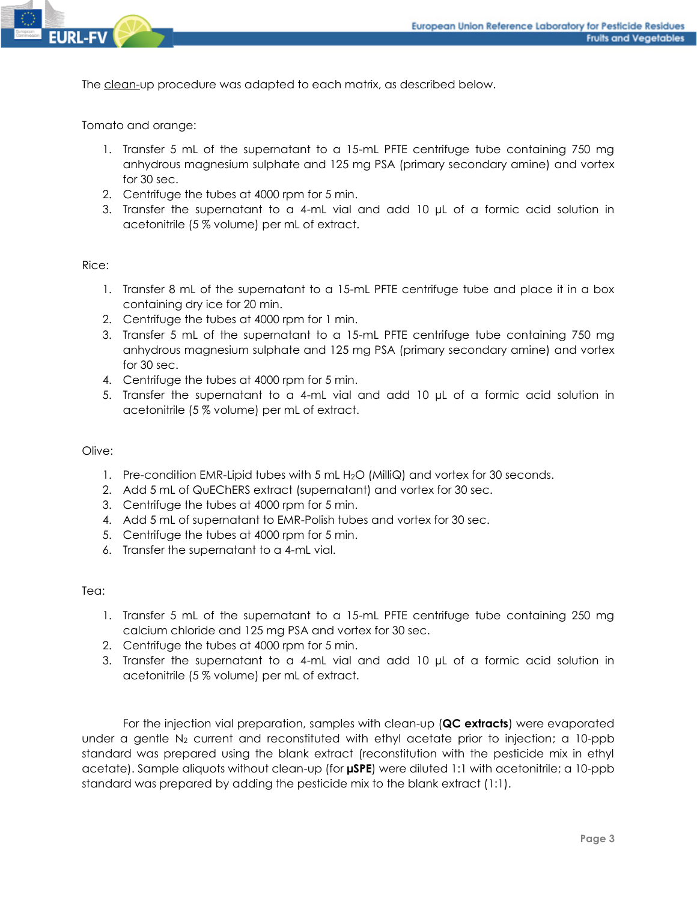The clean-up procedure was adapted to each matrix, as described below.

Tomato and orange:

1. Transfer 5 mL of the supernatant to a 15-mL PFTE centrifuge tube containing 750 mg anhydrous magnesium sulphate and 125 mg PSA (primary secondary amine) and vortex for 30 sec.
2. Centrifuge the tubes at 4000 rpm for 5 min.
3. Transfer the supernatant to a 4-mL vial and add 10 µL of a formic acid solution in acetonitrile (5 % volume) per mL of extract.

Rice:

1. Transfer 8 mL of the supernatant to a 15-mL PFTE centrifuge tube and place it in a box containing dry ice for 20 min.
2. Centrifuge the tubes at 4000 rpm for 1 min.
3. Transfer 5 mL of the supernatant to a 15-mL PFTE centrifuge tube containing 750 mg anhydrous magnesium sulphate and 125 mg PSA (primary secondary amine) and vortex for 30 sec.
4. Centrifuge the tubes at 4000 rpm for 5 min.
5. Transfer the supernatant to a 4-mL vial and add 10 µL of a formic acid solution in acetonitrile (5 % volume) per mL of extract.

Olive:

1. Pre-condition EMR-Lipid tubes with 5 mL $H_2O$ (MilliQ) and vortex for 30 seconds.
2. Add 5 mL of QuEChERS extract (supernatant) and vortex for 30 sec.
3. Centrifuge the tubes at 4000 rpm for 5 min.
4. Add 5 mL of supernatant to EMR-Polish tubes and vortex for 30 sec.
5. Centrifuge the tubes at 4000 rpm for 5 min.
6. Transfer the supernatant to a 4-mL vial.

Tea:

1. Transfer 5 mL of the supernatant to a 15-mL PFTE centrifuge tube containing 250 mg calcium chloride and 125 mg PSA and vortex for 30 sec.
2. Centrifuge the tubes at 4000 rpm for 5 min.
3. Transfer the supernatant to a 4-mL vial and add 10 µL of a formic acid solution in acetonitrile (5 % volume) per mL of extract.

For the injection vial preparation, samples with clean-up (**QC extracts**) were evaporated under a gentle $N_2$ current and reconstituted with ethyl acetate prior to injection; a 10-ppb standard was prepared using the blank extract (reconstitution with the pesticide mix in ethyl acetate). Sample aliquots without clean-up (for **µSPE**) were diluted 1:1 with acetonitrile; a 10-ppb standard was prepared by adding the pesticide mix to the blank extract (1:1).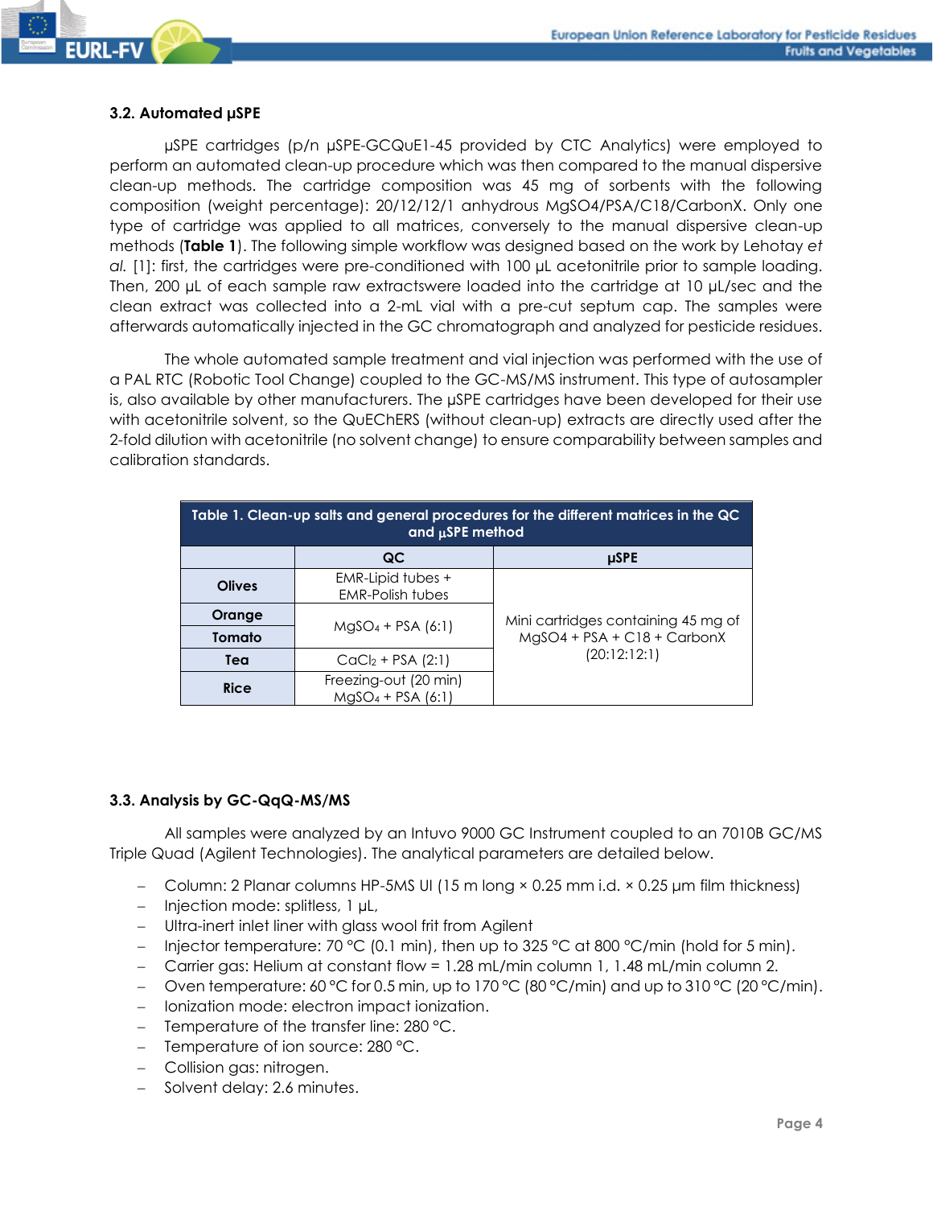### 3.2. Automated µSPE

µSPE cartridges (p/n µSPE-GCQuE1-45 provided by CTC Analytics) were employed to perform an automated clean-up procedure which was then compared to the manual dispersive clean-up methods. The cartridge composition was 45 mg of sorbents with the following composition (weight percentage): 20/12/12/1 anhydrous MgSO4/PSA/C18/CarbonX. Only one type of cartridge was applied to all matrices, conversely to the manual dispersive clean-up methods (**Table 1**). The following simple workflow was designed based on the work by Lehotay *et al.* [1]: first, the cartridges were pre-conditioned with 100 µL acetonitrile prior to sample loading. Then, 200 µL of each sample raw extractswere loaded into the cartridge at 10 µL/sec and the clean extract was collected into a 2-mL vial with a pre-cut septum cap. The samples were afterwards automatically injected in the GC chromatograph and analyzed for pesticide residues.

The whole automated sample treatment and vial injection was performed with the use of a PAL RTC (Robotic Tool Change) coupled to the GC-MS/MS instrument. This type of autosampler is, also available by other manufacturers. The µSPE cartridges have been developed for their use with acetonitrile solvent, so the QuEChERS (without clean-up) extracts are directly used after the 2-fold dilution with acetonitrile (no solvent change) to ensure comparability between samples and calibration standards.

**Table 1. Clean-up salts and general procedures for the different matrices in the QC and µSPE method**

| | QC | µSPE |
|---|---|---|
| **Olives** | EMR-Lipid tubes + EMR-Polish tubes | Mini cartridges containing 45 mg of MgSO4 + PSA + C18 + CarbonX (20:12:12:1) |
| **Orange** | $MgSO_4$ + PSA (6:1) | |
| **Tomato** | | |
| **Tea** | $CaCl_2$ + PSA (2:1) | |
| **Rice** | Freezing-out (20 min) $MgSO_4$ + PSA (6:1) | |

### 3.3. Analysis by GC-QqQ-MS/MS

All samples were analyzed by an Intuvo 9000 GC Instrument coupled to an 7010B GC/MS Triple Quad (Agilent Technologies). The analytical parameters are detailed below.

- Column: 2 Planar columns HP-5MS UI (15 m long × 0.25 mm i.d. × 0.25 µm film thickness)
- Injection mode: splitless, 1 µL,
- Ultra-inert inlet liner with glass wool frit from Agilent
- Injector temperature: 70 °C (0.1 min), then up to 325 °C at 800 °C/min (hold for 5 min).
- Carrier gas: Helium at constant flow = 1.28 mL/min column 1, 1.48 mL/min column 2.
- Oven temperature: 60 °C for 0.5 min, up to 170 °C (80 °C/min) and up to 310 °C (20 °C/min).
- Ionization mode: electron impact ionization.
- Temperature of the transfer line: 280 °C.
- Temperature of ion source: 280 °C.
- Collision gas: nitrogen.
- Solvent delay: 2.6 minutes.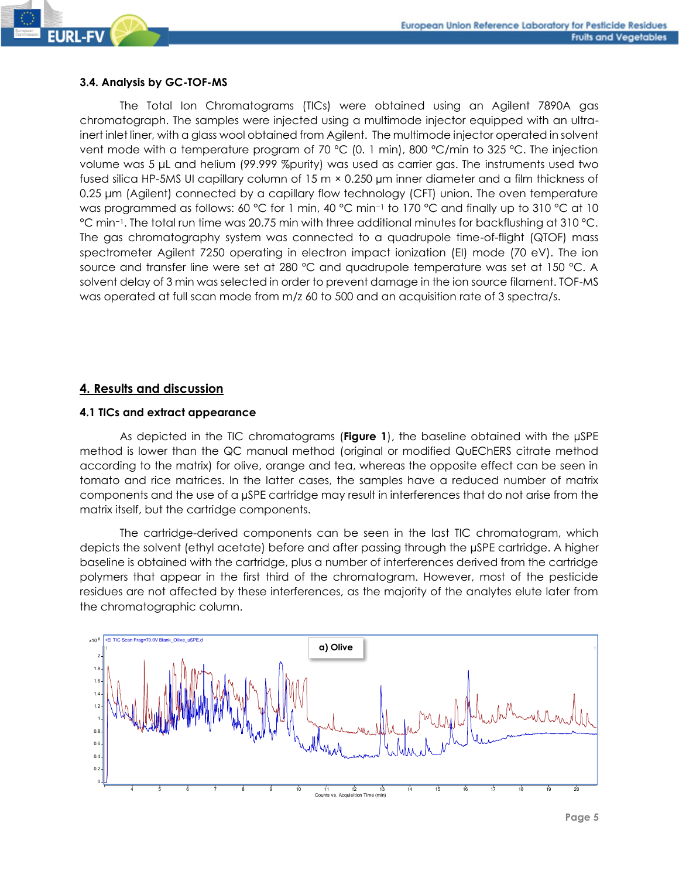### 3.4. Analysis by GC-TOF-MS

The Total Ion Chromatograms (TICs) were obtained using an Agilent 7890A gas chromatograph. The samples were injected using a multimode injector equipped with an ultra-inert inlet liner, with a glass wool obtained from Agilent. The multimode injector operated in solvent vent mode with a temperature program of 70 °C (0. 1 min), 800 °C/min to 325 °C. The injection volume was 5 µL and helium (99.999 %purity) was used as carrier gas. The instruments used two fused silica HP-5MS UI capillary column of 15 m × 0.250 µm inner diameter and a film thickness of 0.25 µm (Agilent) connected by a capillary flow technology (CFT) union. The oven temperature was programmed as follows: 60 °C for 1 min, 40 °C $min^{-1}$ to 170 °C and finally up to 310 °C at 10 °C $min^{-1}$. The total run time was 20.75 min with three additional minutes for backflushing at 310 °C. The gas chromatography system was connected to a quadrupole time-of-flight (QTOF) mass spectrometer Agilent 7250 operating in electron impact ionization (EI) mode (70 eV). The ion source and transfer line were set at 280 °C and quadrupole temperature was set at 150 °C. A solvent delay of 3 min was selected in order to prevent damage in the ion source filament. TOF-MS was operated at full scan mode from m/z 60 to 500 and an acquisition rate of 3 spectra/s.

## 4. Results and discussion

### 4.1 TICs and extract appearance

As depicted in the TIC chromatograms (**Figure 1**), the baseline obtained with the µSPE method is lower than the QC manual method (original or modified QuEChERS citrate method according to the matrix) for olive, orange and tea, whereas the opposite effect can be seen in tomato and rice matrices. In the latter cases, the samples have a reduced number of matrix components and the use of a µSPE cartridge may result in interferences that do not arise from the matrix itself, but the cartridge components.

The cartridge-derived components can be seen in the last TIC chromatogram, which depicts the solvent (ethyl acetate) before and after passing through the µSPE cartridge. A higher baseline is obtained with the cartridge, plus a number of interferences derived from the cartridge polymers that appear in the first third of the chromatogram. However, most of the pesticide residues are not affected by these interferences, as the majority of the analytes elute later from the chromatographic column.

a) Olive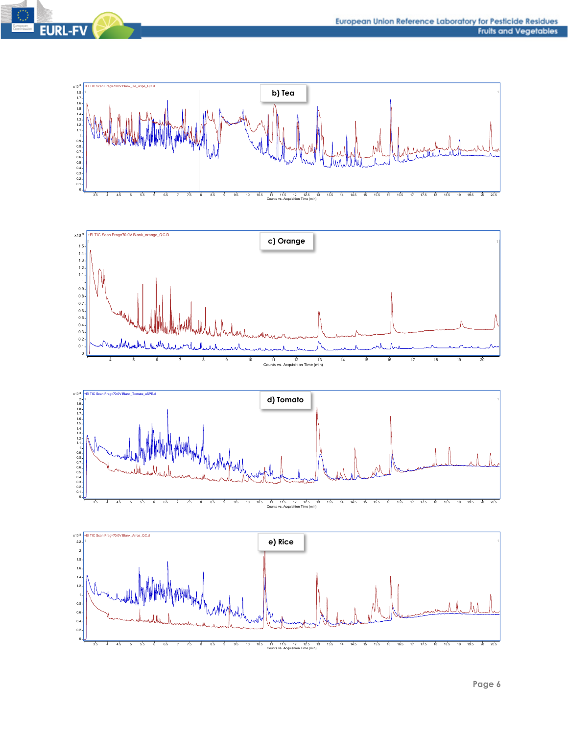b) Tea

c) Orange

d) Tomato

e) Rice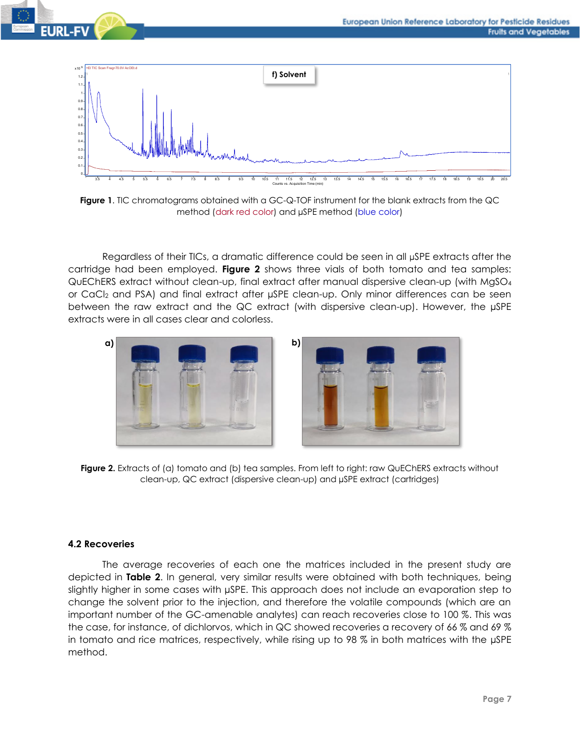Figure 1. TIC chromatograms obtained with a GC-Q-TOF instrument for the blank extracts from the QC method (dark red color) and µSPE method (blue color)

Regardless of their TICs, a dramatic difference could be seen in all µSPE extracts after the cartridge had been employed. **Figure 2** shows three vials of both tomato and tea samples: QuEChERS extract without clean-up, final extract after manual dispersive clean-up (with $MgSO_4$ or $CaCl_2$ and PSA) and final extract after µSPE clean-up. Only minor differences can be seen between the raw extract and the QC extract (with dispersive clean-up). However, the µSPE extracts were in all cases clear and colorless.

**Figure 2.** Extracts of (a) tomato and (b) tea samples. From left to right: raw QuEChERS extracts without clean-up, QC extract (dispersive clean-up) and µSPE extract (cartridges)

### 4.2 Recoveries

The average recoveries of each one the matrices included in the present study are depicted in **Table 2**. In general, very similar results were obtained with both techniques, being slightly higher in some cases with µSPE. This approach does not include an evaporation step to change the solvent prior to the injection, and therefore the volatile compounds (which are an important number of the GC-amenable analytes) can reach recoveries close to 100 %. This was the case, for instance, of dichlorvos, which in QC showed recoveries a recovery of 66 % and 69 % in tomato and rice matrices, respectively, while rising up to 98 % in both matrices with the µSPE method.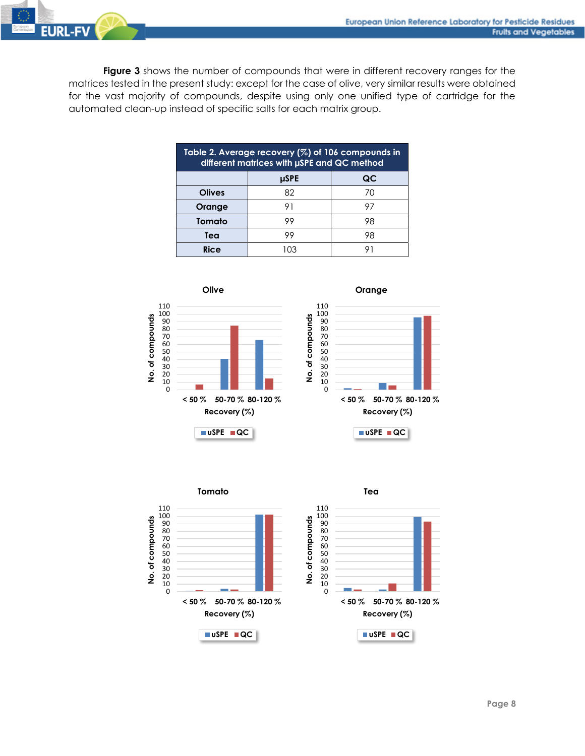**Figure 3** shows the number of compounds that were in different recovery ranges for the matrices tested in the present study: except for the case of olive, very similar results were obtained for the vast majority of compounds, despite using only one unified type of cartridge for the automated clean-up instead of specific salts for each matrix group.

| Table 2. Average recovery (%) of 106 compounds in different matrices with µSPE and QC method | | |
|---|---|---|
| | µSPE | QC |
| **Olives** | 82 | 70 |
| **Orange** | 91 | 97 |
| **Tomato** | 99 | 98 |
| **Tea** | 99 | 98 |
| **Rice** | 103 | 91 |

**Olive**

**Orange**

**Tomato**

**Tea**

(Bar charts: No. of compounds vs. Recovery (%) in ranges < 50 %, 50-70 %, 80-120 %; legend: uSPE, QC)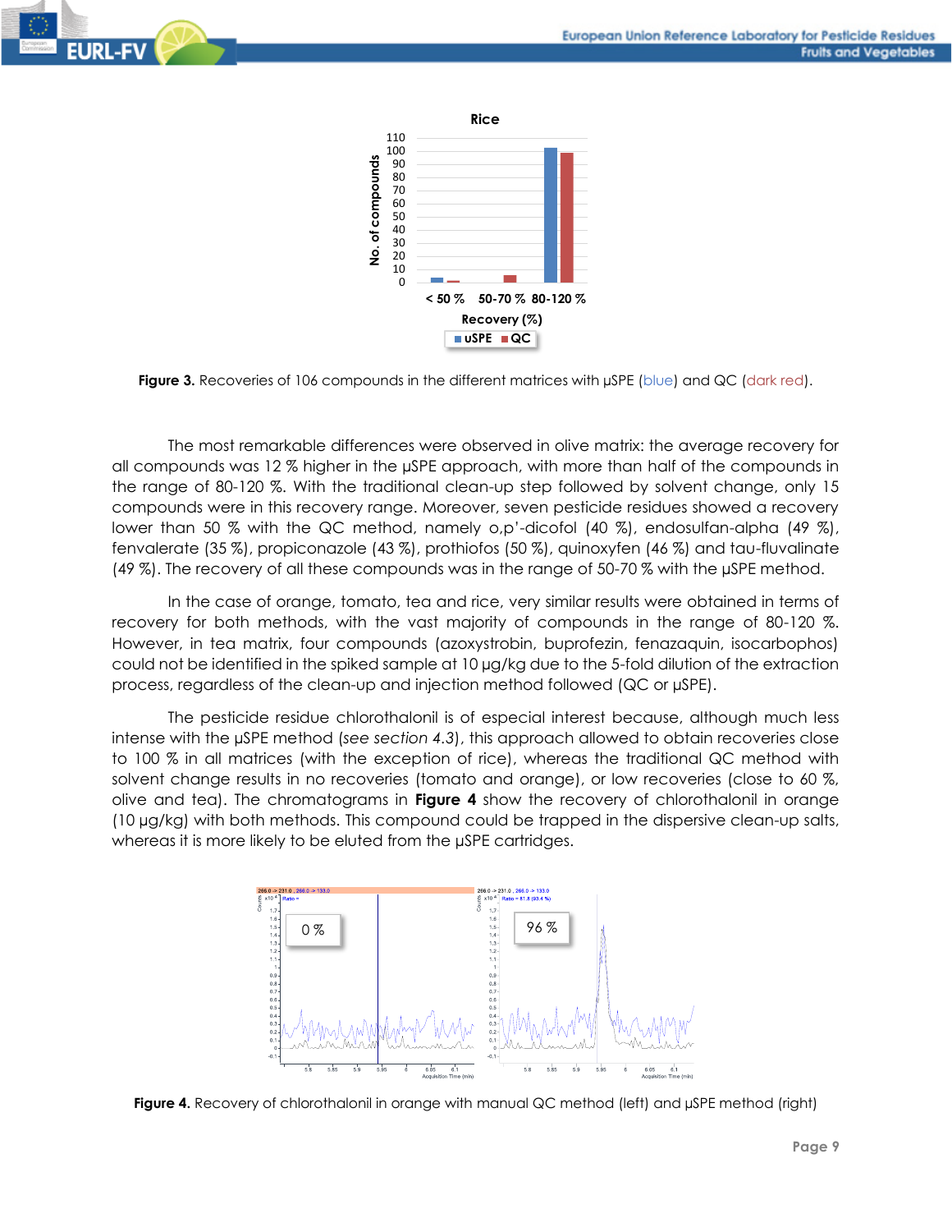**Figure 3.** Recoveries of 106 compounds in the different matrices with µSPE (blue) and QC (dark red).

The most remarkable differences were observed in olive matrix: the average recovery for all compounds was 12 % higher in the µSPE approach, with more than half of the compounds in the range of 80-120 %. With the traditional clean-up step followed by solvent change, only 15 compounds were in this recovery range. Moreover, seven pesticide residues showed a recovery lower than 50 % with the QC method, namely o,p'-dicofol (40 %), endosulfan-alpha (49 %), fenvalerate (35 %), propiconazole (43 %), prothiofos (50 %), quinoxyfen (46 %) and tau-fluvalinate (49 %). The recovery of all these compounds was in the range of 50-70 % with the µSPE method.

In the case of orange, tomato, tea and rice, very similar results were obtained in terms of recovery for both methods, with the vast majority of compounds in the range of 80-120 %. However, in tea matrix, four compounds (azoxystrobin, buprofezin, fenazaquin, isocarbophos) could not be identified in the spiked sample at 10 µg/kg due to the 5-fold dilution of the extraction process, regardless of the clean-up and injection method followed (QC or µSPE).

The pesticide residue chlorothalonil is of especial interest because, although much less intense with the µSPE method (*see section 4.3*), this approach allowed to obtain recoveries close to 100 % in all matrices (with the exception of rice), whereas the traditional QC method with solvent change results in no recoveries (tomato and orange), or low recoveries (close to 60 %, olive and tea). The chromatograms in **Figure 4** show the recovery of chlorothalonil in orange (10 µg/kg) with both methods. This compound could be trapped in the dispersive clean-up salts, whereas it is more likely to be eluted from the µSPE cartridges.

**Figure 4.** Recovery of chlorothalonil in orange with manual QC method (left) and µSPE method (right)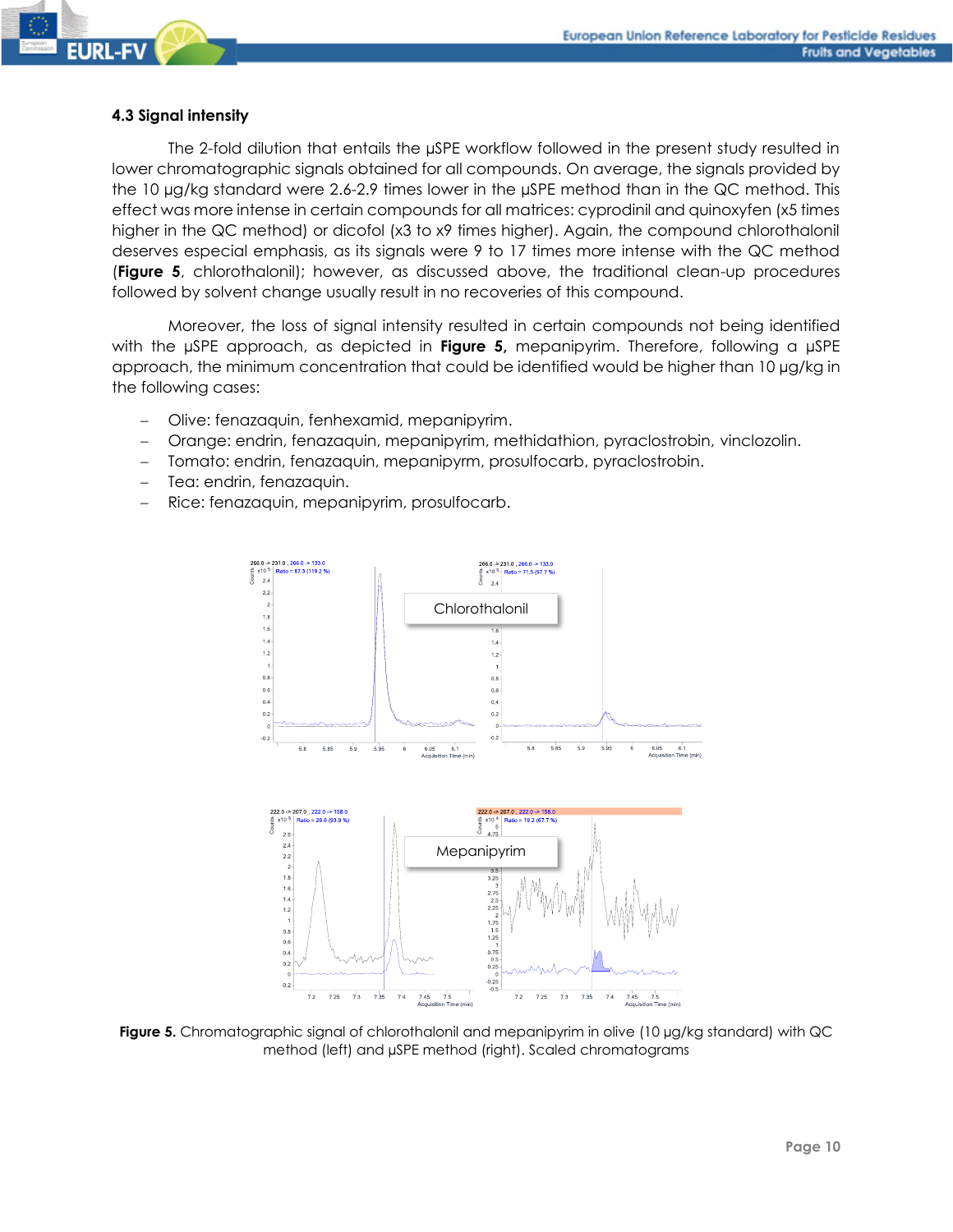### 4.3 Signal intensity

The 2-fold dilution that entails the µSPE workflow followed in the present study resulted in lower chromatographic signals obtained for all compounds. On average, the signals provided by the 10 µg/kg standard were 2.6-2.9 times lower in the µSPE method than in the QC method. This effect was more intense in certain compounds for all matrices: cyprodinil and quinoxyfen (x5 times higher in the QC method) or dicofol (x3 to x9 times higher). Again, the compound chlorothalonil deserves especial emphasis, as its signals were 9 to 17 times more intense with the QC method (**Figure 5**, chlorothalonil); however, as discussed above, the traditional clean-up procedures followed by solvent change usually result in no recoveries of this compound.

Moreover, the loss of signal intensity resulted in certain compounds not being identified with the µSPE approach, as depicted in **Figure 5**, mepanipyrim. Therefore, following a µSPE approach, the minimum concentration that could be identified would be higher than 10 µg/kg in the following cases:

- Olive: fenazaquin, fenhexamid, mepanipyrim.
- Orange: endrin, fenazaquin, mepanipyrim, methidathion, pyraclostrobin, vinclozolin.
- Tomato: endrin, fenazaquin, mepanipyrm, prosulfocarb, pyraclostrobin.
- Tea: endrin, fenazaquin.
- Rice: fenazaquin, mepanipyrim, prosulfocarb.

**Figure 5.** Chromatographic signal of chlorothalonil and mepanipyrim in olive (10 µg/kg standard) with QC method (left) and µSPE method (right). Scaled chromatograms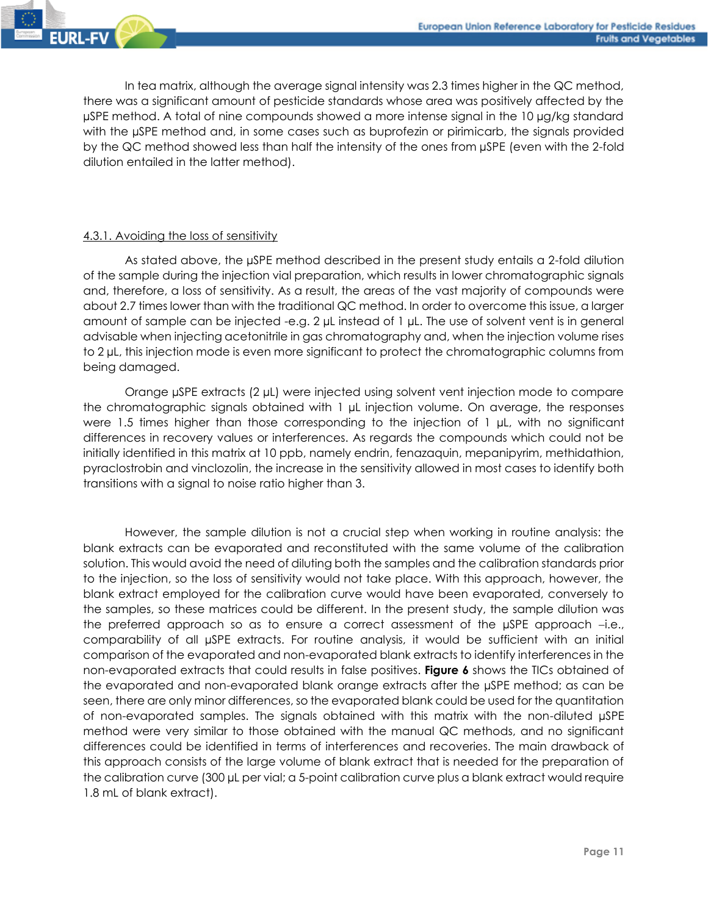In tea matrix, although the average signal intensity was 2.3 times higher in the QC method, there was a significant amount of pesticide standards whose area was positively affected by the µSPE method. A total of nine compounds showed a more intense signal in the 10 µg/kg standard with the µSPE method and, in some cases such as buprofezin or pirimicarb, the signals provided by the QC method showed less than half the intensity of the ones from µSPE (even with the 2-fold dilution entailed in the latter method).

### 4.3.1. Avoiding the loss of sensitivity

As stated above, the µSPE method described in the present study entails a 2-fold dilution of the sample during the injection vial preparation, which results in lower chromatographic signals and, therefore, a loss of sensitivity. As a result, the areas of the vast majority of compounds were about 2.7 times lower than with the traditional QC method. In order to overcome this issue, a larger amount of sample can be injected -e.g. 2 µL instead of 1 µL. The use of solvent vent is in general advisable when injecting acetonitrile in gas chromatography and, when the injection volume rises to 2 µL, this injection mode is even more significant to protect the chromatographic columns from being damaged.

Orange µSPE extracts (2 µL) were injected using solvent vent injection mode to compare the chromatographic signals obtained with 1 µL injection volume. On average, the responses were 1.5 times higher than those corresponding to the injection of 1 µL, with no significant differences in recovery values or interferences. As regards the compounds which could not be initially identified in this matrix at 10 ppb, namely endrin, fenazaquin, mepanipyrim, methidathion, pyraclostrobin and vinclozolin, the increase in the sensitivity allowed in most cases to identify both transitions with a signal to noise ratio higher than 3.

However, the sample dilution is not a crucial step when working in routine analysis: the blank extracts can be evaporated and reconstituted with the same volume of the calibration solution. This would avoid the need of diluting both the samples and the calibration standards prior to the injection, so the loss of sensitivity would not take place. With this approach, however, the blank extract employed for the calibration curve would have been evaporated, conversely to the samples, so these matrices could be different. In the present study, the sample dilution was the preferred approach so as to ensure a correct assessment of the µSPE approach –i.e., comparability of all µSPE extracts. For routine analysis, it would be sufficient with an initial comparison of the evaporated and non-evaporated blank extracts to identify interferences in the non-evaporated extracts that could results in false positives. **Figure 6** shows the TICs obtained of the evaporated and non-evaporated blank orange extracts after the µSPE method; as can be seen, there are only minor differences, so the evaporated blank could be used for the quantitation of non-evaporated samples. The signals obtained with this matrix with the non-diluted µSPE method were very similar to those obtained with the manual QC methods, and no significant differences could be identified in terms of interferences and recoveries. The main drawback of this approach consists of the large volume of blank extract that is needed for the preparation of the calibration curve (300 µL per vial; a 5-point calibration curve plus a blank extract would require 1.8 mL of blank extract).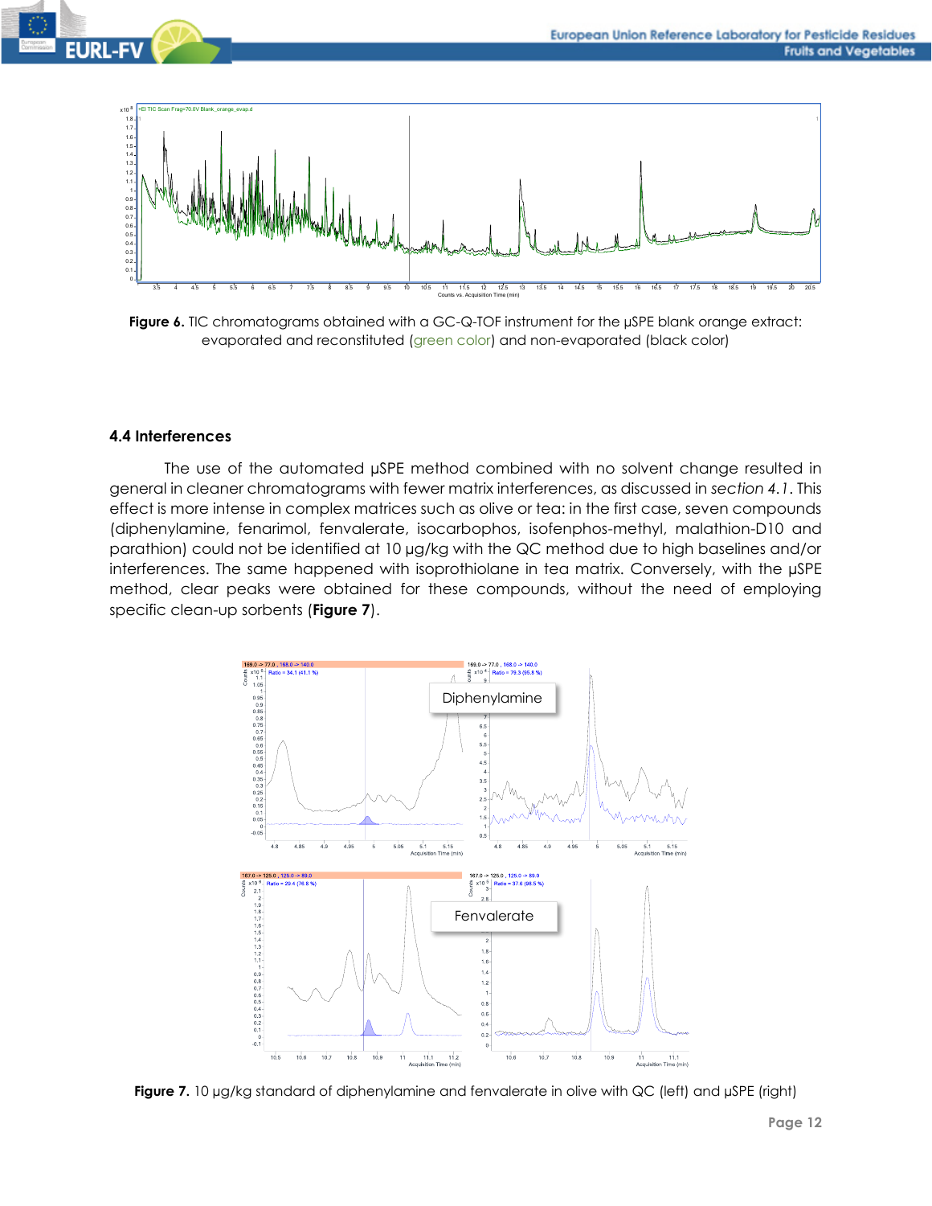**Figure 6.** TIC chromatograms obtained with a GC-Q-TOF instrument for the µSPE blank orange extract: evaporated and reconstituted (green color) and non-evaporated (black color)

### 4.4 Interferences

The use of the automated µSPE method combined with no solvent change resulted in general in cleaner chromatograms with fewer matrix interferences, as discussed in *section 4.1*. This effect is more intense in complex matrices such as olive or tea: in the first case, seven compounds (diphenylamine, fenarimol, fenvalerate, isocarbophos, isofenphos-methyl, malathion-D10 and parathion) could not be identified at 10 µg/kg with the QC method due to high baselines and/or interferences. The same happened with isoprothiolane in tea matrix. Conversely, with the µSPE method, clear peaks were obtained for these compounds, without the need of employing specific clean-up sorbents (**Figure 7**).

**Figure 7.** 10 µg/kg standard of diphenylamine and fenvalerate in olive with QC (left) and µSPE (right)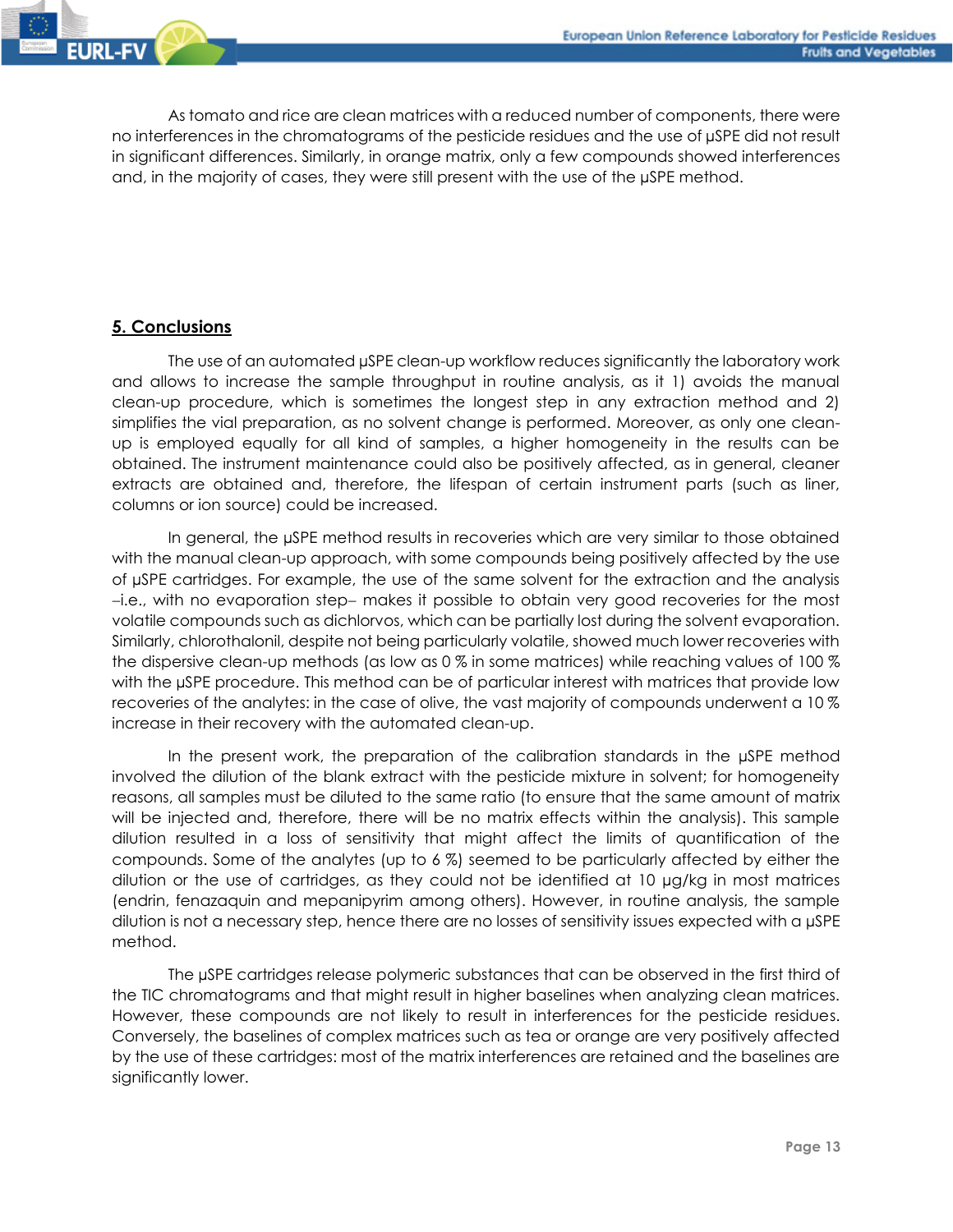As tomato and rice are clean matrices with a reduced number of components, there were no interferences in the chromatograms of the pesticide residues and the use of µSPE did not result in significant differences. Similarly, in orange matrix, only a few compounds showed interferences and, in the majority of cases, they were still present with the use of the µSPE method.

## 5. Conclusions

The use of an automated µSPE clean-up workflow reduces significantly the laboratory work and allows to increase the sample throughput in routine analysis, as it 1) avoids the manual clean-up procedure, which is sometimes the longest step in any extraction method and 2) simplifies the vial preparation, as no solvent change is performed. Moreover, as only one clean-up is employed equally for all kind of samples, a higher homogeneity in the results can be obtained. The instrument maintenance could also be positively affected, as in general, cleaner extracts are obtained and, therefore, the lifespan of certain instrument parts (such as liner, columns or ion source) could be increased.

In general, the µSPE method results in recoveries which are very similar to those obtained with the manual clean-up approach, with some compounds being positively affected by the use of µSPE cartridges. For example, the use of the same solvent for the extraction and the analysis –i.e., with no evaporation step– makes it possible to obtain very good recoveries for the most volatile compounds such as dichlorvos, which can be partially lost during the solvent evaporation. Similarly, chlorothalonil, despite not being particularly volatile, showed much lower recoveries with the dispersive clean-up methods (as low as 0 % in some matrices) while reaching values of 100 % with the µSPE procedure. This method can be of particular interest with matrices that provide low recoveries of the analytes: in the case of olive, the vast majority of compounds underwent a 10 % increase in their recovery with the automated clean-up.

In the present work, the preparation of the calibration standards in the µSPE method involved the dilution of the blank extract with the pesticide mixture in solvent; for homogeneity reasons, all samples must be diluted to the same ratio (to ensure that the same amount of matrix will be injected and, therefore, there will be no matrix effects within the analysis). This sample dilution resulted in a loss of sensitivity that might affect the limits of quantification of the compounds. Some of the analytes (up to 6 %) seemed to be particularly affected by either the dilution or the use of cartridges, as they could not be identified at 10 µg/kg in most matrices (endrin, fenazaquin and mepanipyrim among others). However, in routine analysis, the sample dilution is not a necessary step, hence there are no losses of sensitivity issues expected with a µSPE method.

The µSPE cartridges release polymeric substances that can be observed in the first third of the TIC chromatograms and that might result in higher baselines when analyzing clean matrices. However, these compounds are not likely to result in interferences for the pesticide residues. Conversely, the baselines of complex matrices such as tea or orange are very positively affected by the use of these cartridges: most of the matrix interferences are retained and the baselines are significantly lower.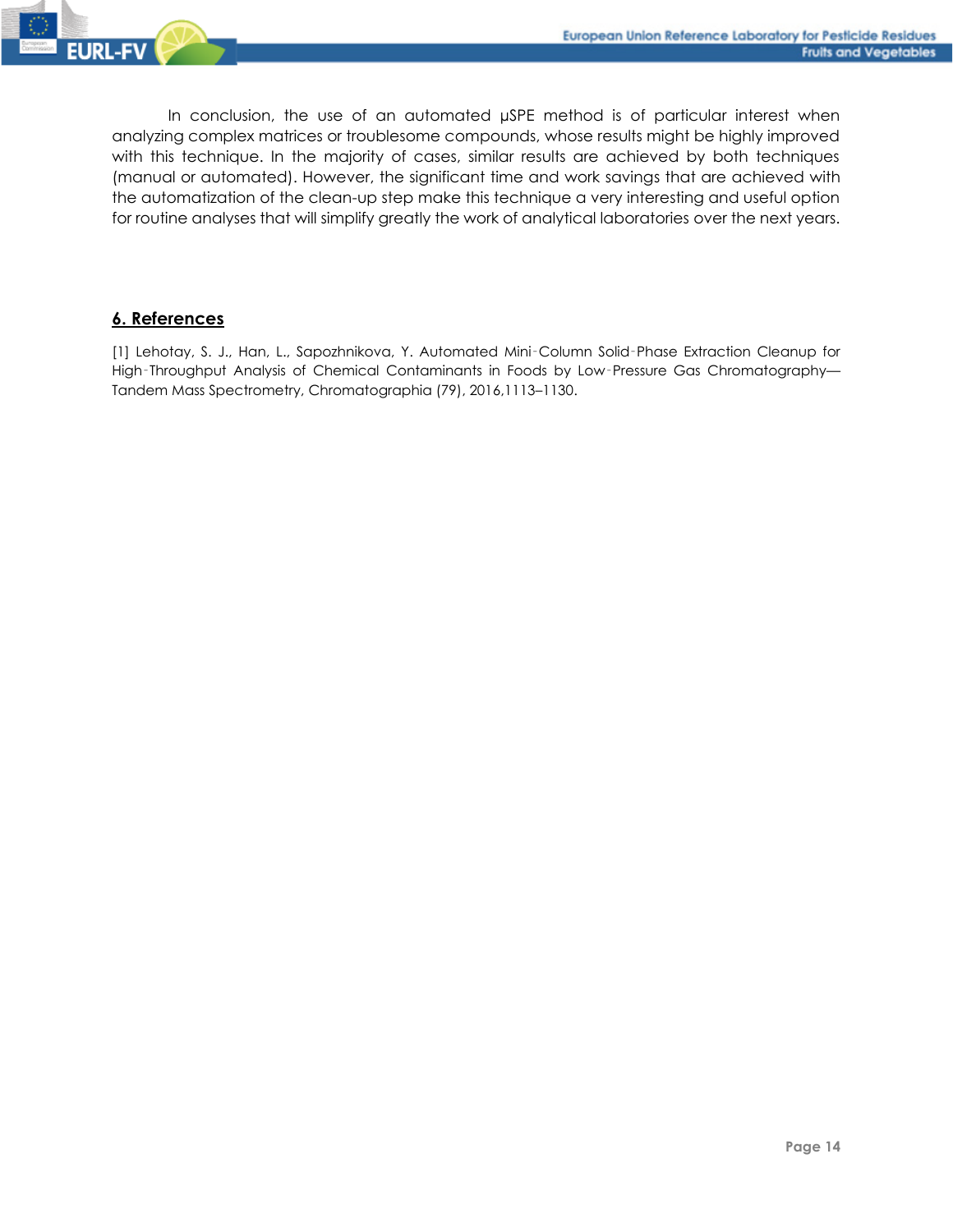In conclusion, the use of an automated µSPE method is of particular interest when analyzing complex matrices or troublesome compounds, whose results might be highly improved with this technique. In the majority of cases, similar results are achieved by both techniques (manual or automated). However, the significant time and work savings that are achieved with the automatization of the clean-up step make this technique a very interesting and useful option for routine analyses that will simplify greatly the work of analytical laboratories over the next years.

## 6. References

[1] Lehotay, S. J., Han, L., Sapozhnikova, Y. Automated Mini‐Column Solid‐Phase Extraction Cleanup for High‐Throughput Analysis of Chemical Contaminants in Foods by Low‐Pressure Gas Chromatography—Tandem Mass Spectrometry, Chromatographia (79), 2016,1113–1130.